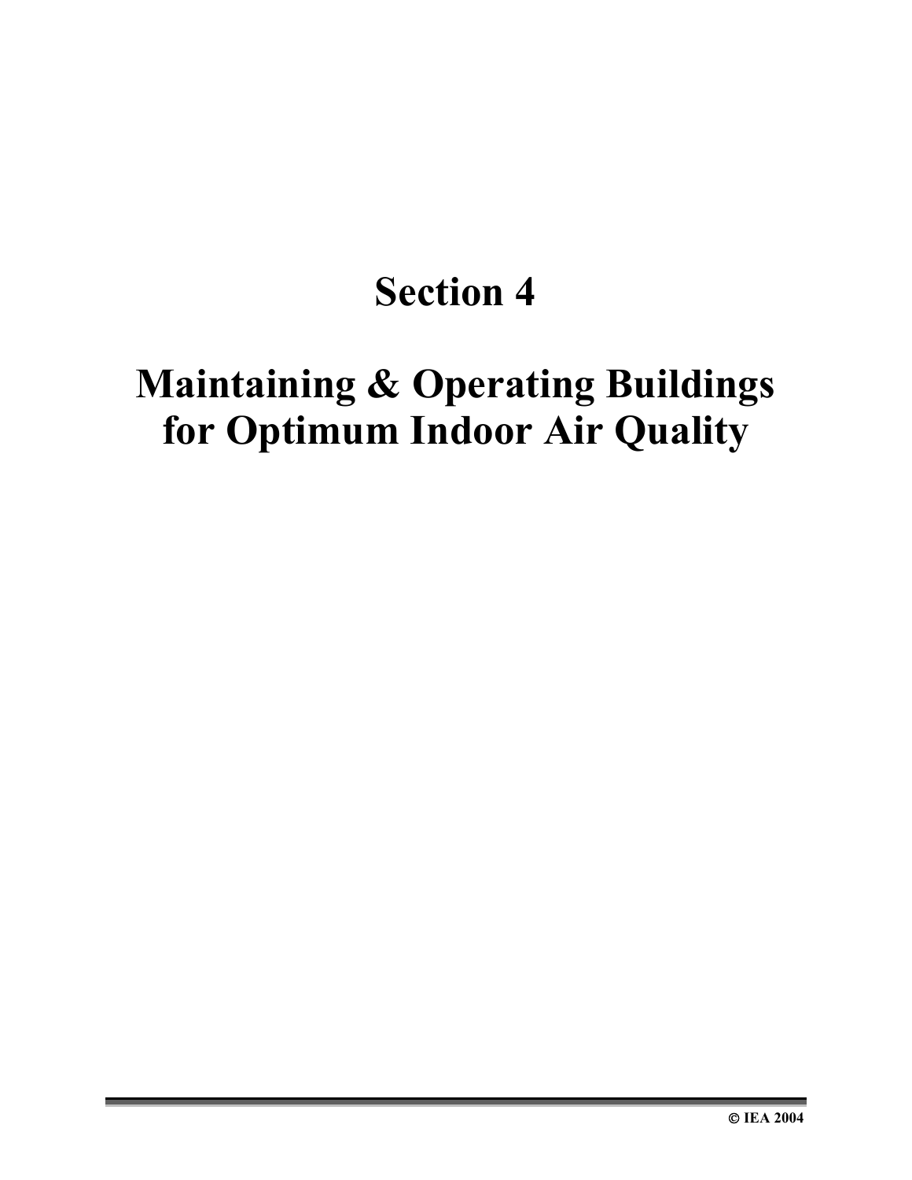# Section 4

# Maintaining & Operating Buildings for Optimum Indoor Air Quality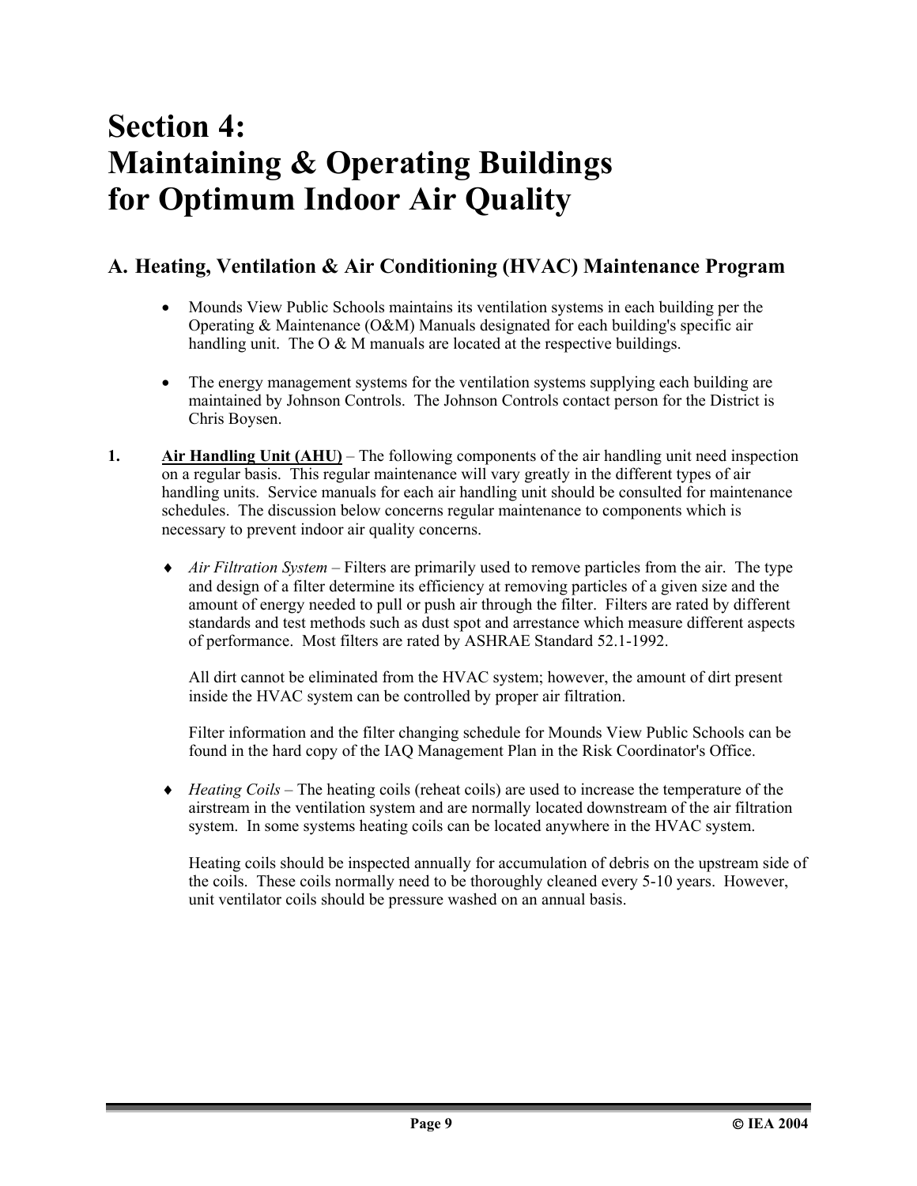# Section 4: Maintaining & Operating Buildings for Optimum Indoor Air Quality

## A. Heating, Ventilation & Air Conditioning (HVAC) Maintenance Program

- Mounds View Public Schools maintains its ventilation systems in each building per the Operating & Maintenance (O&M) Manuals designated for each building's specific air handling unit. The O & M manuals are located at the respective buildings.

- The energy management systems for the ventilation systems supplying each building are maintained by Johnson Controls. The Johnson Controls contact person for the District is Chris Boysen.

**1.** **<u>Air Handling Unit (AHU)</u>** – The following components of the air handling unit need inspection on a regular basis. This regular maintenance will vary greatly in the different types of air handling units. Service manuals for each air handling unit should be consulted for maintenance schedules. The discussion below concerns regular maintenance to components which is necessary to prevent indoor air quality concerns.

- *Air Filtration System* – Filters are primarily used to remove particles from the air. The type and design of a filter determine its efficiency at removing particles of a given size and the amount of energy needed to pull or push air through the filter. Filters are rated by different standards and test methods such as dust spot and arrestance which measure different aspects of performance. Most filters are rated by ASHRAE Standard 52.1-1992.

  All dirt cannot be eliminated from the HVAC system; however, the amount of dirt present inside the HVAC system can be controlled by proper air filtration.

  Filter information and the filter changing schedule for Mounds View Public Schools can be found in the hard copy of the IAQ Management Plan in the Risk Coordinator's Office.

- *Heating Coils* – The heating coils (reheat coils) are used to increase the temperature of the airstream in the ventilation system and are normally located downstream of the air filtration system. In some systems heating coils can be located anywhere in the HVAC system.

  Heating coils should be inspected annually for accumulation of debris on the upstream side of the coils. These coils normally need to be thoroughly cleaned every 5-10 years. However, unit ventilator coils should be pressure washed on an annual basis.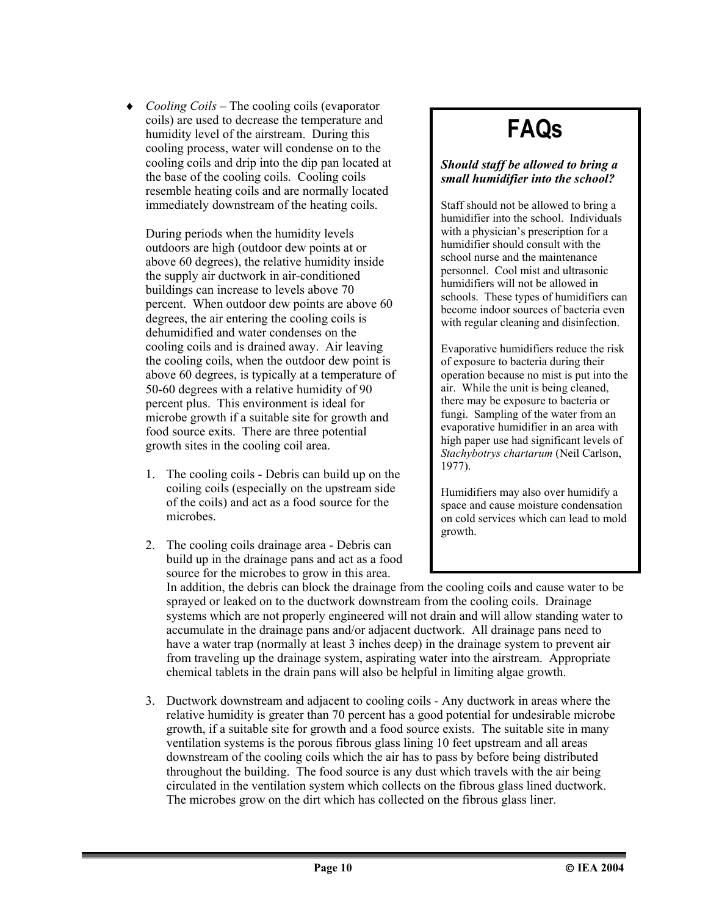- *Cooling Coils* – The cooling coils (evaporator coils) are used to decrease the temperature and humidity level of the airstream. During this cooling process, water will condense on to the cooling coils and drip into the dip pan located at the base of the cooling coils. Cooling coils resemble heating coils and are normally located immediately downstream of the heating coils.

  During periods when the humidity levels outdoors are high (outdoor dew points at or above 60 degrees), the relative humidity inside the supply air ductwork in air-conditioned buildings can increase to levels above 70 percent. When outdoor dew points are above 60 degrees, the air entering the cooling coils is dehumidified and water condenses on the cooling coils and is drained away. Air leaving the cooling coils, when the outdoor dew point is above 60 degrees, is typically at a temperature of 50-60 degrees with a relative humidity of 90 percent plus. This environment is ideal for microbe growth if a suitable site for growth and food source exits. There are three potential growth sites in the cooling coil area.

  1. The cooling coils - Debris can build up on the coiling coils (especially on the upstream side of the coils) and act as a food source for the microbes.

  2. The cooling coils drainage area - Debris can build up in the drainage pans and act as a food source for the microbes to grow in this area. In addition, the debris can block the drainage from the cooling coils and cause water to be sprayed or leaked on to the ductwork downstream from the cooling coils. Drainage systems which are not properly engineered will not drain and will allow standing water to accumulate in the drainage pans and/or adjacent ductwork. All drainage pans need to have a water trap (normally at least 3 inches deep) in the drainage system to prevent air from traveling up the drainage system, aspirating water into the airstream. Appropriate chemical tablets in the drain pans will also be helpful in limiting algae growth.

  3. Ductwork downstream and adjacent to cooling coils - Any ductwork in areas where the relative humidity is greater than 70 percent has a good potential for undesirable microbe growth, if a suitable site for growth and a food source exists. The suitable site in many ventilation systems is the porous fibrous glass lining 10 feet upstream and all areas downstream of the cooling coils which the air has to pass by before being distributed throughout the building. The food source is any dust which travels with the air being circulated in the ventilation system which collects on the fibrous glass lined ductwork. The microbes grow on the dirt which has collected on the fibrous glass liner.

## FAQs

***Should staff be allowed to bring a small humidifier into the school?***

Staff should not be allowed to bring a humidifier into the school. Individuals with a physician's prescription for a humidifier should consult with the school nurse and the maintenance personnel. Cool mist and ultrasonic humidifiers will not be allowed in schools. These types of humidifiers can become indoor sources of bacteria even with regular cleaning and disinfection.

Evaporative humidifiers reduce the risk of exposure to bacteria during their operation because no mist is put into the air. While the unit is being cleaned, there may be exposure to bacteria or fungi. Sampling of the water from an evaporative humidifier in an area with high paper use had significant levels of *Stachybotrys chartarum* (Neil Carlson, 1977).

Humidifiers may also over humidify a space and cause moisture condensation on cold services which can lead to mold growth.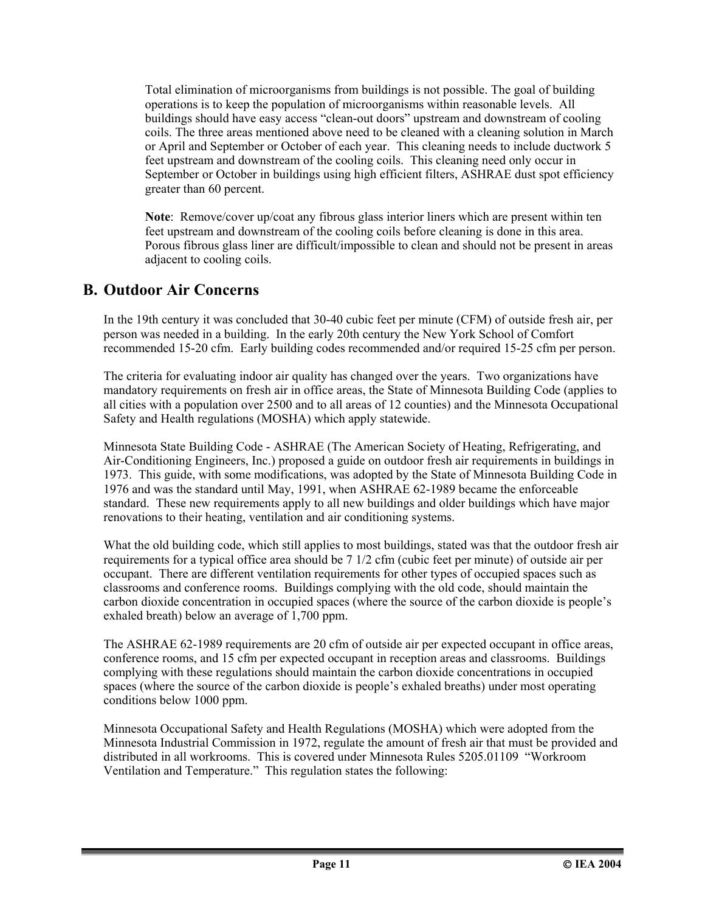Total elimination of microorganisms from buildings is not possible. The goal of building operations is to keep the population of microorganisms within reasonable levels. All buildings should have easy access "clean-out doors" upstream and downstream of cooling coils. The three areas mentioned above need to be cleaned with a cleaning solution in March or April and September or October of each year. This cleaning needs to include ductwork 5 feet upstream and downstream of the cooling coils. This cleaning need only occur in September or October in buildings using high efficient filters, ASHRAE dust spot efficiency greater than 60 percent.

**Note**: Remove/cover up/coat any fibrous glass interior liners which are present within ten feet upstream and downstream of the cooling coils before cleaning is done in this area. Porous fibrous glass liner are difficult/impossible to clean and should not be present in areas adjacent to cooling coils.

## B. Outdoor Air Concerns

In the 19th century it was concluded that 30-40 cubic feet per minute (CFM) of outside fresh air, per person was needed in a building. In the early 20th century the New York School of Comfort recommended 15-20 cfm. Early building codes recommended and/or required 15-25 cfm per person.

The criteria for evaluating indoor air quality has changed over the years. Two organizations have mandatory requirements on fresh air in office areas, the State of Minnesota Building Code (applies to all cities with a population over 2500 and to all areas of 12 counties) and the Minnesota Occupational Safety and Health regulations (MOSHA) which apply statewide.

Minnesota State Building Code - ASHRAE (The American Society of Heating, Refrigerating, and Air-Conditioning Engineers, Inc.) proposed a guide on outdoor fresh air requirements in buildings in 1973. This guide, with some modifications, was adopted by the State of Minnesota Building Code in 1976 and was the standard until May, 1991, when ASHRAE 62-1989 became the enforceable standard. These new requirements apply to all new buildings and older buildings which have major renovations to their heating, ventilation and air conditioning systems.

What the old building code, which still applies to most buildings, stated was that the outdoor fresh air requirements for a typical office area should be 7 1/2 cfm (cubic feet per minute) of outside air per occupant. There are different ventilation requirements for other types of occupied spaces such as classrooms and conference rooms. Buildings complying with the old code, should maintain the carbon dioxide concentration in occupied spaces (where the source of the carbon dioxide is people's exhaled breath) below an average of 1,700 ppm.

The ASHRAE 62-1989 requirements are 20 cfm of outside air per expected occupant in office areas, conference rooms, and 15 cfm per expected occupant in reception areas and classrooms. Buildings complying with these regulations should maintain the carbon dioxide concentrations in occupied spaces (where the source of the carbon dioxide is people's exhaled breaths) under most operating conditions below 1000 ppm.

Minnesota Occupational Safety and Health Regulations (MOSHA) which were adopted from the Minnesota Industrial Commission in 1972, regulate the amount of fresh air that must be provided and distributed in all workrooms. This is covered under Minnesota Rules 5205.01109 "Workroom Ventilation and Temperature." This regulation states the following: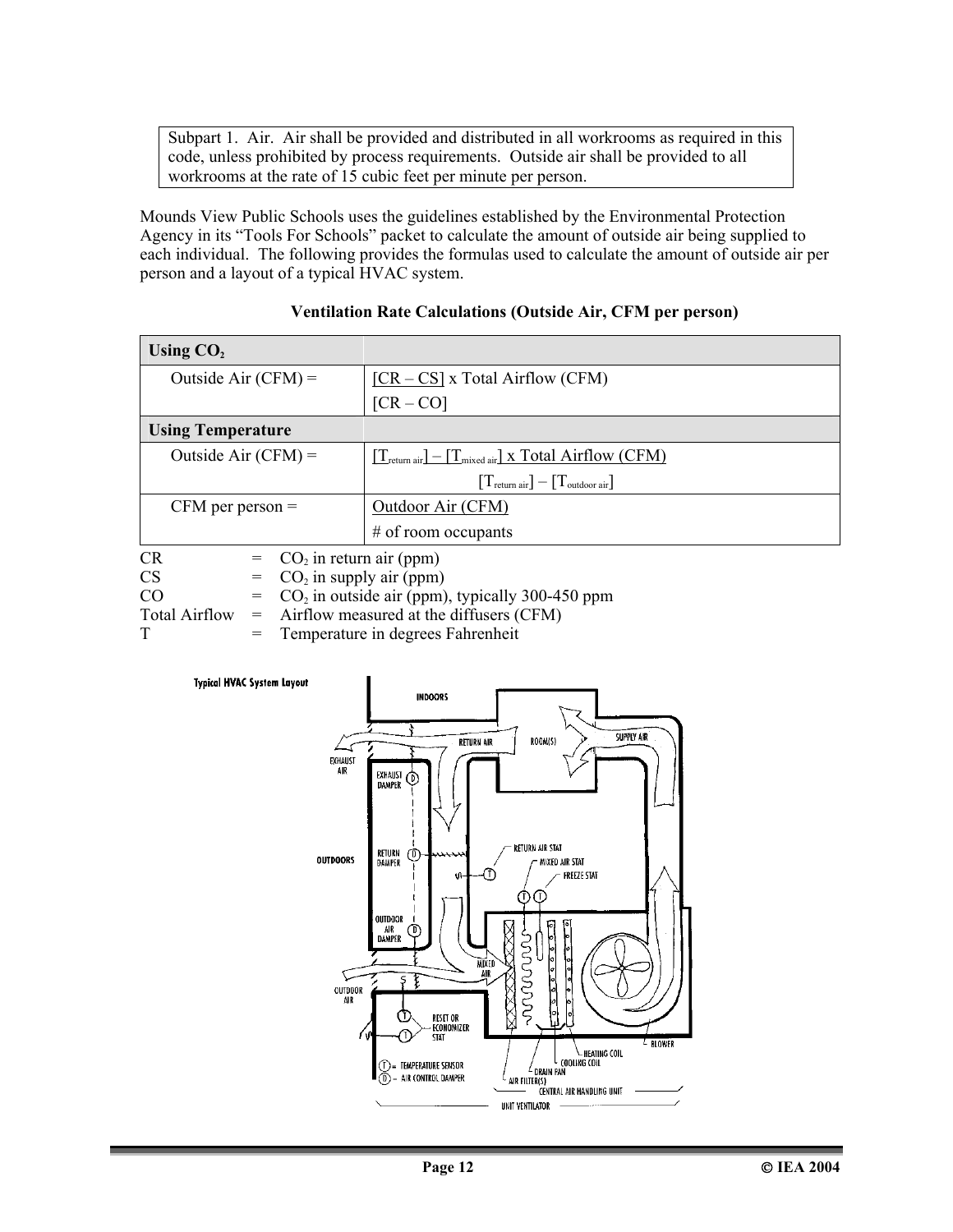| Subpart 1. Air. Air shall be provided and distributed in all workrooms as required in this code, unless prohibited by process requirements. Outside air shall be provided to all workrooms at the rate of 15 cubic feet per minute per person. |
|---|

Mounds View Public Schools uses the guidelines established by the Environmental Protection Agency in its "Tools For Schools" packet to calculate the amount of outside air being supplied to each individual. The following provides the formulas used to calculate the amount of outside air per person and a layout of a typical HVAC system.

**Ventilation Rate Calculations (Outside Air, CFM per person)**

| **Using $CO_2$** | |
|---|---|
| Outside Air (CFM) = | $\frac{[CR - CS]}{[CR - CO]}$ x Total Airflow (CFM) |
| **Using Temperature** | |
| Outside Air (CFM) = | $\frac{[T_{return\ air}] - [T_{mixed\ air}]}{[T_{return\ air}] - [T_{outdoor\ air}]}$ x Total Airflow (CFM) |
| CFM per person = | $\frac{\text{Outdoor Air (CFM)}}{\text{\# of room occupants}}$ |

CR = $CO_2$ in return air (ppm)
CS = $CO_2$ in supply air (ppm)
CO = $CO_2$ in outside air (ppm), typically 300-450 ppm
Total Airflow = Airflow measured at the diffusers (CFM)
T = Temperature in degrees Fahrenheit

Typical HVAC System Layout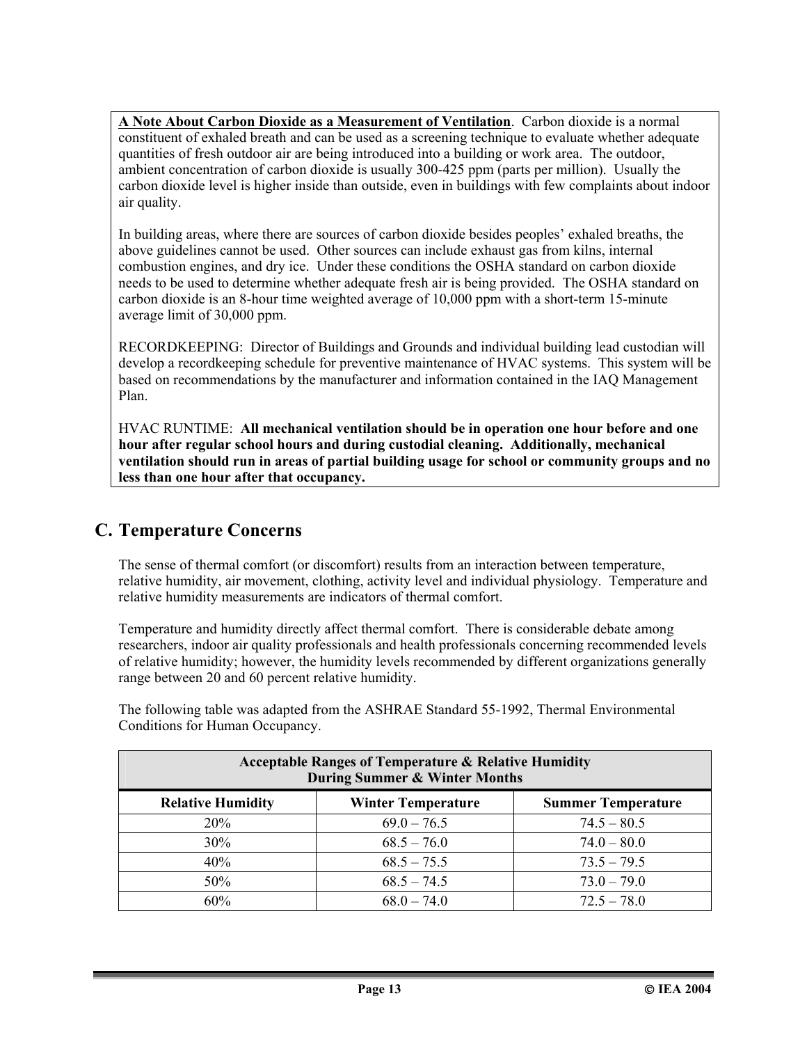**A Note About Carbon Dioxide as a Measurement of Ventilation**. Carbon dioxide is a normal constituent of exhaled breath and can be used as a screening technique to evaluate whether adequate quantities of fresh outdoor air are being introduced into a building or work area. The outdoor, ambient concentration of carbon dioxide is usually 300-425 ppm (parts per million). Usually the carbon dioxide level is higher inside than outside, even in buildings with few complaints about indoor air quality.

In building areas, where there are sources of carbon dioxide besides peoples' exhaled breaths, the above guidelines cannot be used. Other sources can include exhaust gas from kilns, internal combustion engines, and dry ice. Under these conditions the OSHA standard on carbon dioxide needs to be used to determine whether adequate fresh air is being provided. The OSHA standard on carbon dioxide is an 8-hour time weighted average of 10,000 ppm with a short-term 15-minute average limit of 30,000 ppm.

RECORDKEEPING: Director of Buildings and Grounds and individual building lead custodian will develop a recordkeeping schedule for preventive maintenance of HVAC systems. This system will be based on recommendations by the manufacturer and information contained in the IAQ Management Plan.

HVAC RUNTIME: **All mechanical ventilation should be in operation one hour before and one hour after regular school hours and during custodial cleaning. Additionally, mechanical ventilation should run in areas of partial building usage for school or community groups and no less than one hour after that occupancy.**

## C. Temperature Concerns

The sense of thermal comfort (or discomfort) results from an interaction between temperature, relative humidity, air movement, clothing, activity level and individual physiology. Temperature and relative humidity measurements are indicators of thermal comfort.

Temperature and humidity directly affect thermal comfort. There is considerable debate among researchers, indoor air quality professionals and health professionals concerning recommended levels of relative humidity; however, the humidity levels recommended by different organizations generally range between 20 and 60 percent relative humidity.

The following table was adapted from the ASHRAE Standard 55-1992, Thermal Environmental Conditions for Human Occupancy.

| Acceptable Ranges of Temperature & Relative Humidity During Summer & Winter Months | | |
|---|---|---|
| **Relative Humidity** | **Winter Temperature** | **Summer Temperature** |
| 20% | 69.0 – 76.5 | 74.5 – 80.5 |
| 30% | 68.5 – 76.0 | 74.0 – 80.0 |
| 40% | 68.5 – 75.5 | 73.5 – 79.5 |
| 50% | 68.5 – 74.5 | 73.0 – 79.0 |
| 60% | 68.0 – 74.0 | 72.5 – 78.0 |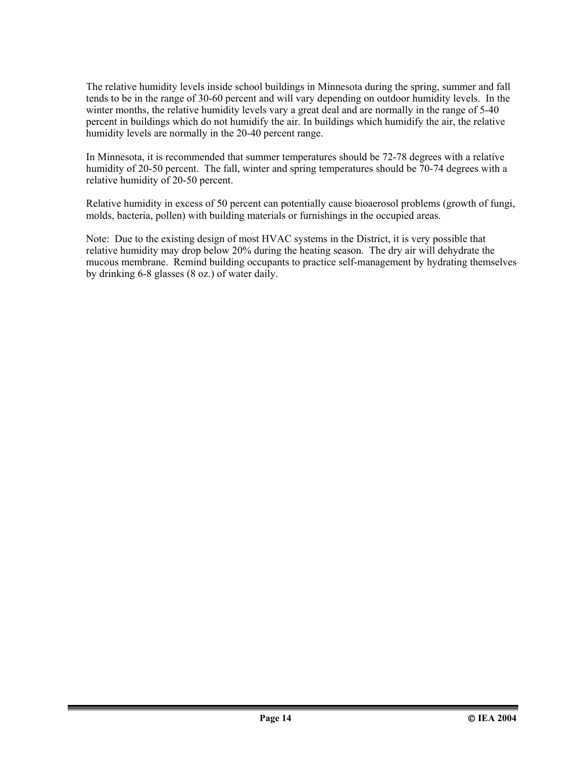The relative humidity levels inside school buildings in Minnesota during the spring, summer and fall tends to be in the range of 30-60 percent and will vary depending on outdoor humidity levels. In the winter months, the relative humidity levels vary a great deal and are normally in the range of 5-40 percent in buildings which do not humidify the air. In buildings which humidify the air, the relative humidity levels are normally in the 20-40 percent range.

In Minnesota, it is recommended that summer temperatures should be 72-78 degrees with a relative humidity of 20-50 percent. The fall, winter and spring temperatures should be 70-74 degrees with a relative humidity of 20-50 percent.

Relative humidity in excess of 50 percent can potentially cause bioaerosol problems (growth of fungi, molds, bacteria, pollen) with building materials or furnishings in the occupied areas.

Note: Due to the existing design of most HVAC systems in the District, it is very possible that relative humidity may drop below 20% during the heating season. The dry air will dehydrate the mucous membrane. Remind building occupants to practice self-management by hydrating themselves by drinking 6-8 glasses (8 oz.) of water daily.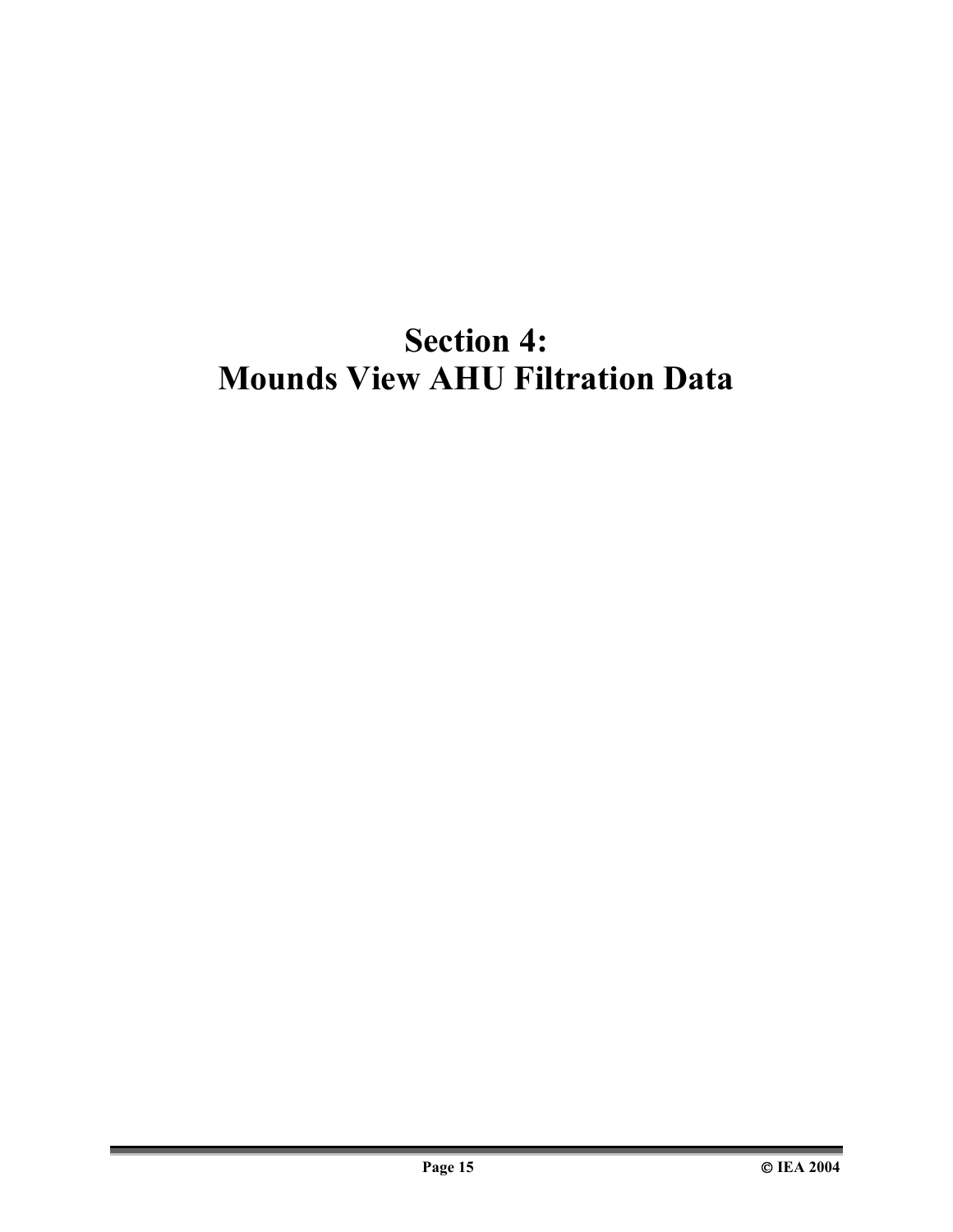# Section 4:
# Mounds View AHU Filtration Data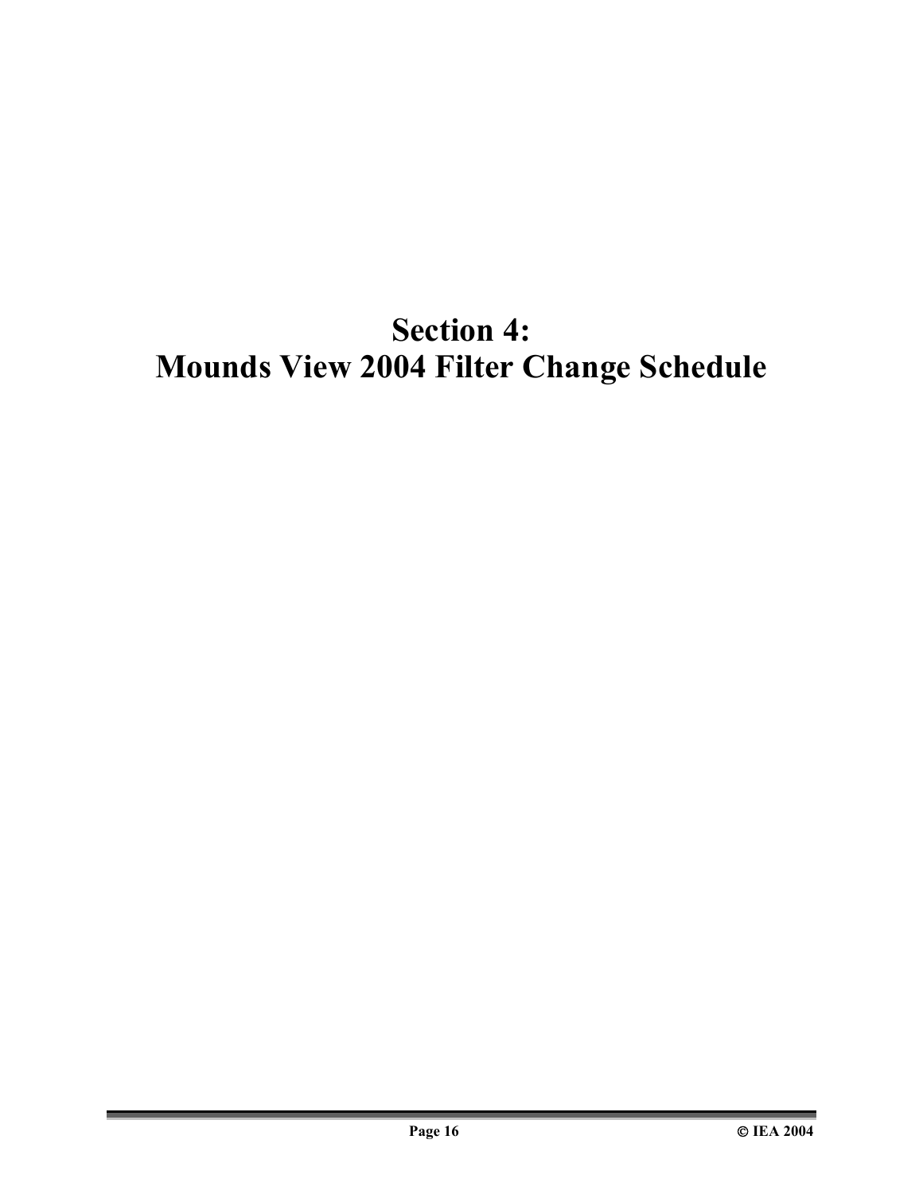# Section 4:
# Mounds View 2004 Filter Change Schedule